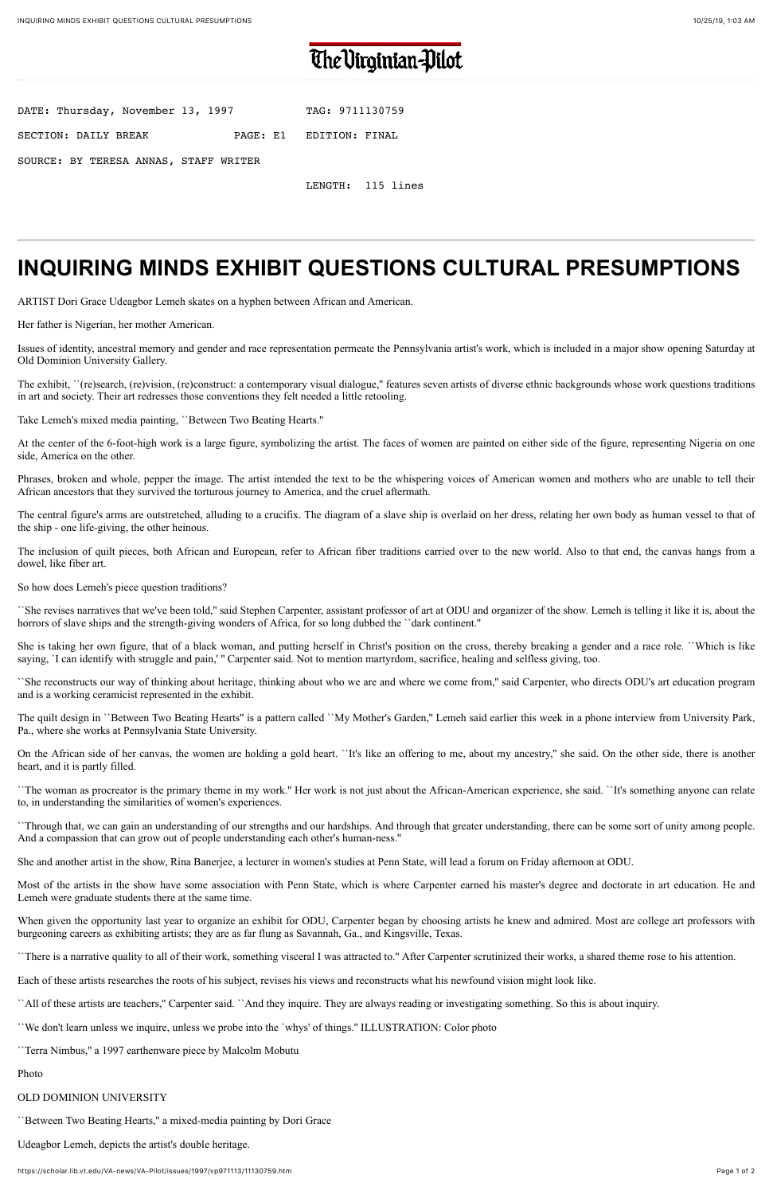# The Virginian-Pilot

DATE: Thursday, November 13, 1997 TAG: 9711130759

SECTION: DAILY BREAK PAGE: E1 EDITION: FINAL

SOURCE: BY TERESA ANNAS, STAFF WRITER

LENGTH: 115 lines

# INQUIRING MINDS EXHIBIT QUESTIONS CULTURAL PRESUMPTIONS

ARTIST Dori Grace Udeagbor Lemeh skates on a hyphen between African and American.

Her father is Nigerian, her mother American.

Issues of identity, ancestral memory and gender and race representation permeate the Pennsylvania artist's work, which is included in a major show opening Saturday at Old Dominion University Gallery.

The exhibit, ``(re)search, (re)vision, (re)construct: a contemporary visual dialogue,'' features seven artists of diverse ethnic backgrounds whose work questions traditions in art and society. Their art redresses those conventions they felt needed a little retooling.

Take Lemeh's mixed media painting, ``Between Two Beating Hearts.''

At the center of the 6-foot-high work is a large figure, symbolizing the artist. The faces of women are painted on either side of the figure, representing Nigeria on one side, America on the other.

Phrases, broken and whole, pepper the image. The artist intended the text to be the whispering voices of American women and mothers who are unable to tell their African ancestors that they survived the torturous journey to America, and the cruel aftermath.

The central figure's arms are outstretched, alluding to a crucifix. The diagram of a slave ship is overlaid on her dress, relating her own body as human vessel to that of the ship - one life-giving, the other heinous.

The inclusion of quilt pieces, both African and European, refer to African fiber traditions carried over to the new world. Also to that end, the canvas hangs from a dowel, like fiber art.

So how does Lemeh's piece question traditions?

``She revises narratives that we've been told,'' said Stephen Carpenter, assistant professor of art at ODU and organizer of the show. Lemeh is telling it like it is, about the horrors of slave ships and the strength-giving wonders of Africa, for so long dubbed the ``dark continent.''

She is taking her own figure, that of a black woman, and putting herself in Christ's position on the cross, thereby breaking a gender and a race role. ``Which is like saying, `I can identify with struggle and pain,' '' Carpenter said. Not to mention martyrdom, sacrifice, healing and selfless giving, too.

``She reconstructs our way of thinking about heritage, thinking about who we are and where we come from,'' said Carpenter, who directs ODU's art education program and is a working ceramicist represented in the exhibit.

The quilt design in ``Between Two Beating Hearts'' is a pattern called ``My Mother's Garden,'' Lemeh said earlier this week in a phone interview from University Park, Pa., where she works at Pennsylvania State University.

On the African side of her canvas, the women are holding a gold heart. ``It's like an offering to me, about my ancestry,'' she said. On the other side, there is another heart, and it is partly filled.

``The woman as procreator is the primary theme in my work.'' Her work is not just about the African-American experience, she said. ``It's something anyone can relate to, in understanding the similarities of women's experiences.

``Through that, we can gain an understanding of our strengths and our hardships. And through that greater understanding, there can be some sort of unity among people. And a compassion that can grow out of people understanding each other's human-ness.''

She and another artist in the show, Rina Banerjee, a lecturer in women's studies at Penn State, will lead a forum on Friday afternoon at ODU.

Most of the artists in the show have some association with Penn State, which is where Carpenter earned his master's degree and doctorate in art education. He and Lemeh were graduate students there at the same time.

When given the opportunity last year to organize an exhibit for ODU, Carpenter began by choosing artists he knew and admired. Most are college art professors with burgeoning careers as exhibiting artists; they are as far flung as Savannah, Ga., and Kingsville, Texas.

``There is a narrative quality to all of their work, something visceral I was attracted to.'' After Carpenter scrutinized their works, a shared theme rose to his attention.

Each of these artists researches the roots of his subject, revises his views and reconstructs what his newfound vision might look like.

``All of these artists are teachers,'' Carpenter said. ``And they inquire. They are always reading or investigating something. So this is about inquiry.

``We don't learn unless we inquire, unless we probe into the `whys' of things.'' ILLUSTRATION: Color photo

``Terra Nimbus,'' a 1997 earthenware piece by Malcolm Mobutu

Photo

OLD DOMINION UNIVERSITY

``Between Two Beating Hearts,'' a mixed-media painting by Dori Grace

Udeagbor Lemeh, depicts the artist's double heritage.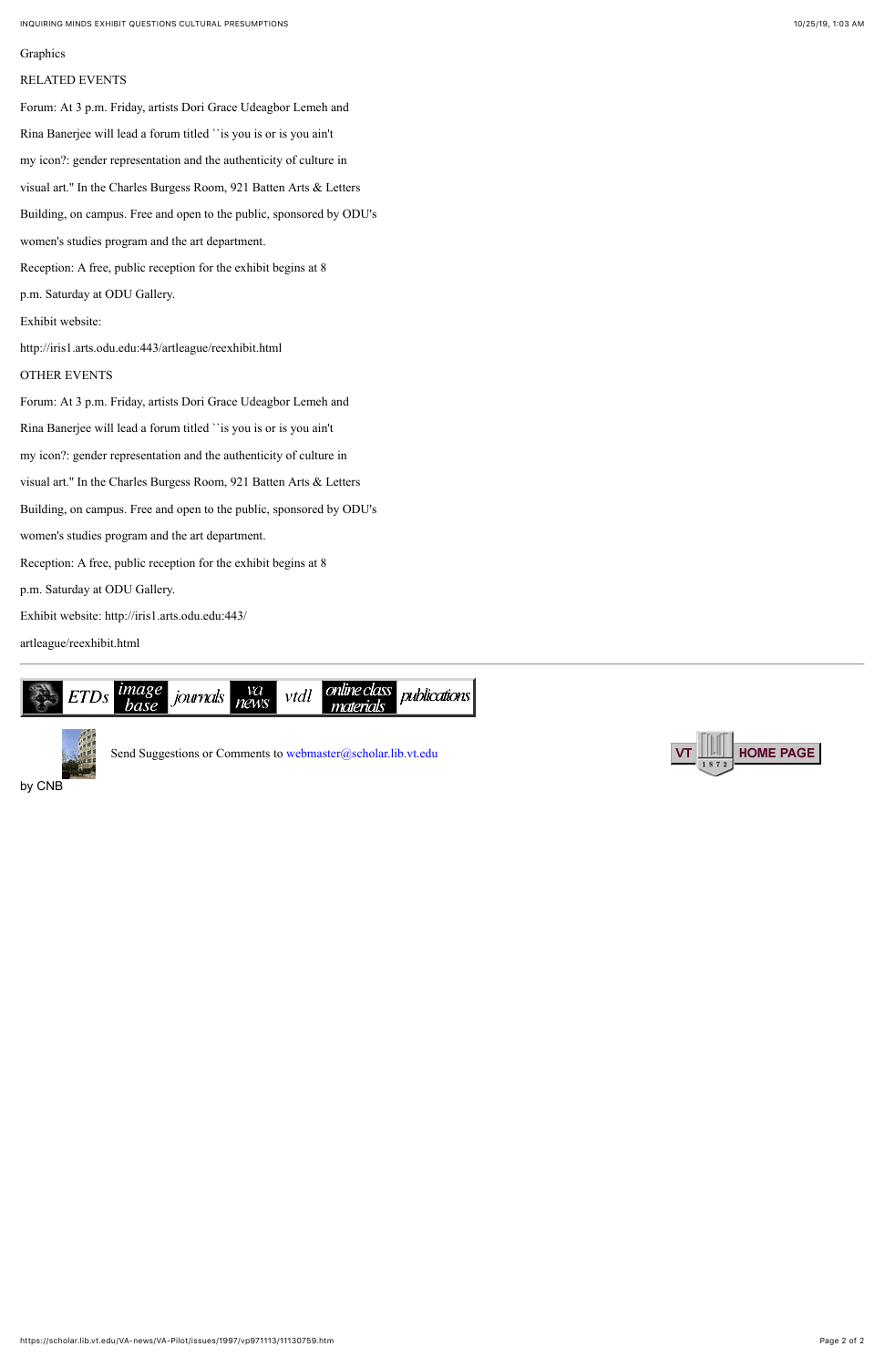Graphics

RELATED EVENTS

Forum: At 3 p.m. Friday, artists Dori Grace Udeagbor Lemeh and Rina Banerjee will lead a forum titled ``is you is or is you ain't my icon?: gender representation and the authenticity of culture in visual art.'' In the Charles Burgess Room, 921 Batten Arts & Letters Building, on campus. Free and open to the public, sponsored by ODU's women's studies program and the art department.

Reception: A free, public reception for the exhibit begins at 8 p.m. Saturday at ODU Gallery.

Exhibit website:

http://iris1.arts.odu.edu:443/artleague/reexhibit.html

OTHER EVENTS

Forum: At 3 p.m. Friday, artists Dori Grace Udeagbor Lemeh and Rina Banerjee will lead a forum titled ``is you is or is you ain't my icon?: gender representation and the authenticity of culture in visual art.'' In the Charles Burgess Room, 921 Batten Arts & Letters Building, on campus. Free and open to the public, sponsored by ODU's women's studies program and the art department.

Reception: A free, public reception for the exhibit begins at 8 p.m. Saturday at ODU Gallery.

Exhibit website: http://iris1.arts.odu.edu:443/artleague/reexhibit.html

---

ETDs | image base | journals | va news | vtdl | online class materials | publications

Send Suggestions or Comments to webmaster@scholar.lib.vt.edu

VT HOME PAGE

by CNB